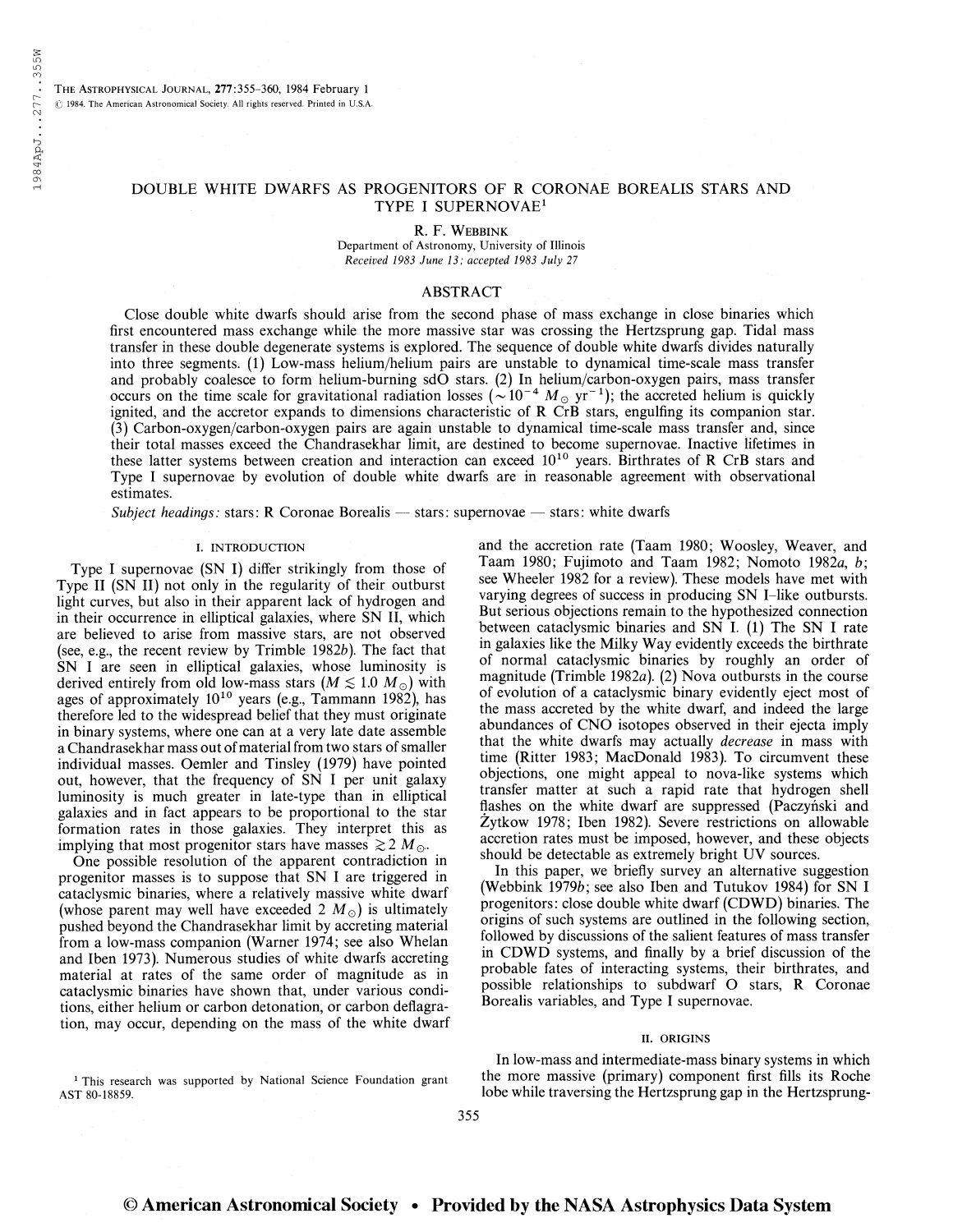# DOUBLE WHITE DWARFS AS PROGENITORS OF R CORONAE BOREALIS STARS AND TYPE I SUPERNOVAE[1]

R. F. Webbink

Department of Astronomy, University of Illinois

*Received 1983 June 13; accepted 1983 July 27*

## ABSTRACT

Close double white dwarfs should arise from the second phase of mass exchange in close binaries which first encountered mass exchange while the more massive star was crossing the Hertzsprung gap. Tidal mass transfer in these double degenerate systems is explored. The sequence of double white dwarfs divides naturally into three segments. (1) Low-mass helium/helium pairs are unstable to dynamical time-scale mass transfer and probably coalesce to form helium-burning sdO stars. (2) In helium/carbon-oxygen pairs, mass transfer occurs on the time scale for gravitational radiation losses ($\sim 10^{-4}\ M_\odot\ \mathrm{yr}^{-1}$); the accreted helium is quickly ignited, and the accretor expands to dimensions characteristic of R CrB stars, engulfing its companion star. (3) Carbon-oxygen/carbon-oxygen pairs are again unstable to dynamical time-scale mass transfer and, since their total masses exceed the Chandrasekhar limit, are destined to become supernovae. Inactive lifetimes in these latter systems between creation and interaction can exceed $10^{10}$ years. Birthrates of R CrB stars and Type I supernovae by evolution of double white dwarfs are in reasonable agreement with observational estimates.

*Subject headings:* stars: R Coronae Borealis — stars: supernovae — stars: white dwarfs

## I. INTRODUCTION

Type I supernovae (SN I) differ strikingly from those of Type II (SN II) not only in the regularity of their outburst light curves, but also in their apparent lack of hydrogen and in their occurrence in elliptical galaxies, where SN II, which are believed to arise from massive stars, are not observed (see, e.g., the recent review by Trimble 1982*b*). The fact that SN I are seen in elliptical galaxies, whose luminosity is derived entirely from old low-mass stars ($M \lesssim 1.0\ M_\odot$) with ages of approximately $10^{10}$ years (e.g., Tammann 1982), has therefore led to the widespread belief that they must originate in binary systems, where one can at a very late date assemble a Chandrasekhar mass out of material from two stars of smaller individual masses. Oemler and Tinsley (1979) have pointed out, however, that the frequency of SN I per unit galaxy luminosity is much greater in late-type than in elliptical galaxies and in fact appears to be proportional to the star formation rates in those galaxies. They interpret this as implying that most progenitor stars have masses $\gtrsim 2\ M_\odot$.

One possible resolution of the apparent contradiction in progenitor masses is to suppose that SN I are triggered in cataclysmic binaries, where a relatively massive white dwarf (whose parent may well have exceeded $2\ M_\odot$) is ultimately pushed beyond the Chandrasekhar limit by accreting material from a low-mass companion (Warner 1974; see also Whelan and Iben 1973). Numerous studies of white dwarfs accreting material at rates of the same order of magnitude as in cataclysmic binaries have shown that, under various conditions, either helium or carbon detonation, or carbon deflagration, may occur, depending on the mass of the white dwarf and the accretion rate (Taam 1980; Woosley, Weaver, and Taam 1980; Fujimoto and Taam 1982; Nomoto 1982*a*, *b*; see Wheeler 1982 for a review). These models have met with varying degrees of success in producing SN I–like outbursts. But serious objections remain to the hypothesized connection between cataclysmic binaries and SN I. (1) The SN I rate in galaxies like the Milky Way evidently exceeds the birthrate of normal cataclysmic binaries by roughly an order of magnitude (Trimble 1982*a*). (2) Nova outbursts in the course of evolution of a cataclysmic binary evidently eject most of the mass accreted by the white dwarf, and indeed the large abundances of CNO isotopes observed in their ejecta imply that the white dwarfs may actually *decrease* in mass with time (Ritter 1983; MacDonald 1983). To circumvent these objections, one might appeal to nova-like systems which transfer matter at such a rapid rate that hydrogen shell flashes on the white dwarf are suppressed (Paczyński and Żytkow 1978; Iben 1982). Severe restrictions on allowable accretion rates must be imposed, however, and these objects should be detectable as extremely bright UV sources.

In this paper, we briefly survey an alternative suggestion (Webbink 1979*b*; see also Iben and Tutukov 1984) for SN I progenitors: close double white dwarf (CDWD) binaries. The origins of such systems are outlined in the following section, followed by discussions of the salient features of mass transfer in CDWD systems, and finally by a brief discussion of the probable fates of interacting systems, their birthrates, and possible relationships to subdwarf O stars, R Coronae Borealis variables, and Type I supernovae.

## II. ORIGINS

In low-mass and intermediate-mass binary systems in which the more massive (primary) component first fills its Roche lobe while traversing the Hertzsprung gap in the Hertzsprung-

[1] This research was supported by National Science Foundation grant AST 80-18859.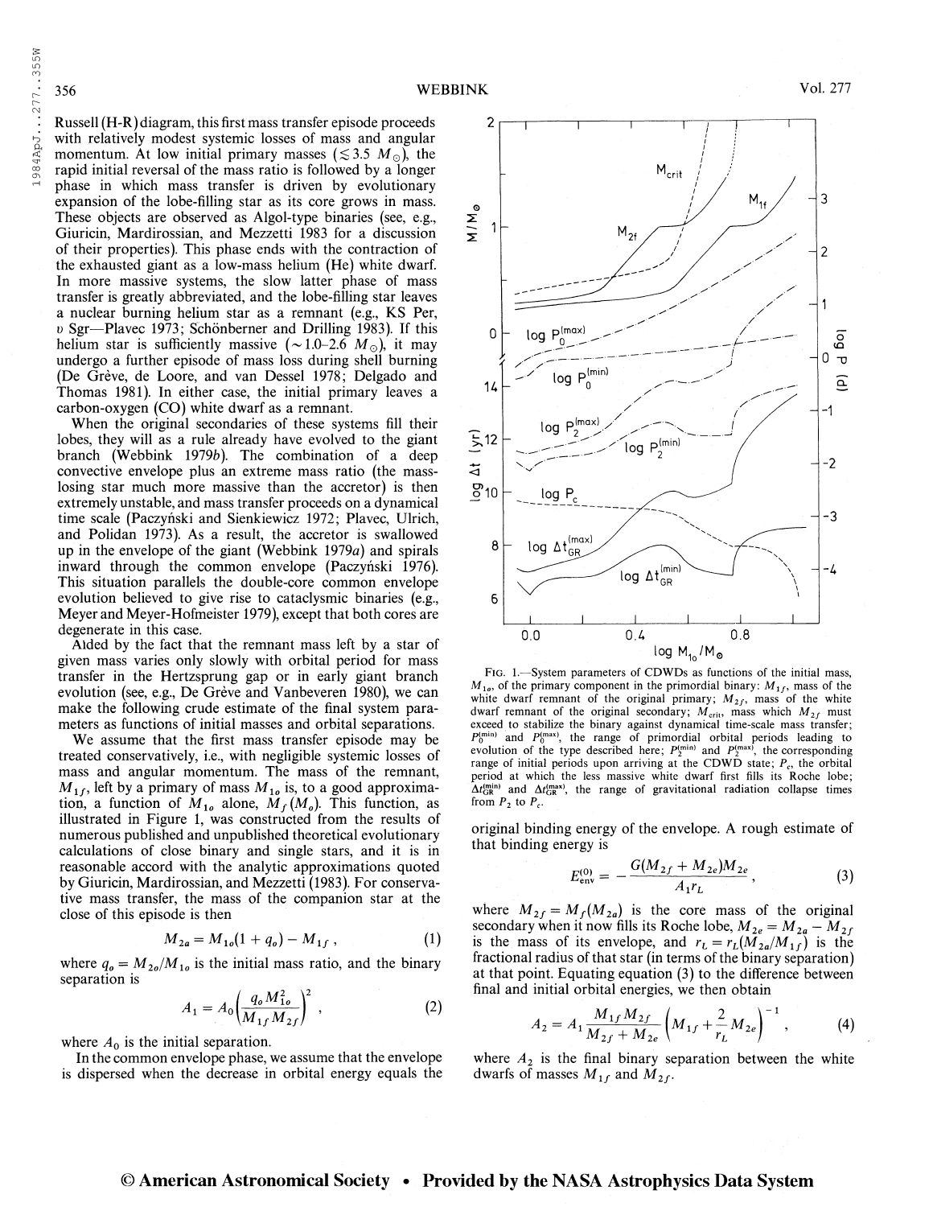Russell (H-R) diagram, this first mass transfer episode proceeds with relatively modest systemic losses of mass and angular momentum. At low initial primary masses ($\lesssim 3.5\ M_\odot$), the rapid initial reversal of the mass ratio is followed by a longer phase in which mass transfer is driven by evolutionary expansion of the lobe-filling star as its core grows in mass. These objects are observed as Algol-type binaries (see, e.g., Giuricin, Mardirossian, and Mezzetti 1983 for a discussion of their properties). This phase ends with the contraction of the exhausted giant as a low-mass helium (He) white dwarf. In more massive systems, the slow latter phase of mass transfer is greatly abbreviated, and the lobe-filling star leaves a nuclear burning helium star as a remnant (e.g., KS Per, υ Sgr—Plavec 1973; Schönberner and Drilling 1983). If this helium star is sufficiently massive ($\sim 1.0$–$2.6\ M_\odot$), it may undergo a further episode of mass loss during shell burning (De Grève, de Loore, and van Dessel 1978; Delgado and Thomas 1981). In either case, the initial primary leaves a carbon-oxygen (CO) white dwarf as a remnant.

When the original secondaries of these systems fill their lobes, they will as a rule already have evolved to the giant branch (Webbink 1979*b*). The combination of a deep convective envelope plus an extreme mass ratio (the mass-losing star much more massive than the accretor) is then extremely unstable, and mass transfer proceeds on a dynamical time scale (Paczyński and Sienkiewicz 1972; Plavec, Ulrich, and Polidan 1973). As a result, the accretor is swallowed up in the envelope of the giant (Webbink 1979*a*) and spirals inward through the common envelope (Paczyński 1976). This situation parallels the double-core common envelope evolution believed to give rise to cataclysmic binaries (e.g., Meyer and Meyer-Hofmeister 1979), except that both cores are degenerate in this case.

Aided by the fact that the remnant mass left by a star of given mass varies only slowly with orbital period for mass transfer in the Hertzsprung gap or in early giant branch evolution (see, e.g., De Grève and Vanbeveren 1980), we can make the following crude estimate of the final system parameters as functions of initial masses and orbital separations.

We assume that the first mass transfer episode may be treated conservatively, i.e., with negligible systemic losses of mass and angular momentum. The mass of the remnant, $M_{1f}$, left by a primary of mass $M_{1o}$ is, to a good approximation, a function of $M_{1o}$ alone, $M_f(M_o)$. This function, as illustrated in Figure 1, was constructed from the results of numerous published and unpublished theoretical evolutionary calculations of close binary and single stars, and it is in reasonable accord with the analytic approximations quoted by Giuricin, Mardirossian, and Mezzetti (1983). For conservative mass transfer, the mass of the companion star at the close of this episode is then

$$M_{2a} = M_{1o}(1 + q_o) - M_{1f}\ , \tag{1}$$

where $q_o = M_{2o}/M_{1o}$ is the initial mass ratio, and the binary separation is

$$A_1 = A_0\left(\frac{q_o M_{1o}^2}{M_{1f} M_{2f}}\right)^2 , \tag{2}$$

where $A_0$ is the initial separation.

In the common envelope phase, we assume that the envelope is dispersed when the decrease in orbital energy equals the original binding energy of the envelope. A rough estimate of that binding energy is

$$E_{\rm env}^{(0)} = -\frac{G(M_{2f} + M_{2e})M_{2e}}{A_1 r_L}\ , \tag{3}$$

where $M_{2f} = M_f(M_{2a})$ is the core mass of the original secondary when it now fills its Roche lobe, $M_{2e} = M_{2a} - M_{2f}$ is the mass of its envelope, and $r_L = r_L(M_{2a}/M_{1f})$ is the fractional radius of that star (in terms of the binary separation) at that point. Equating equation (3) to the difference between final and initial orbital energies, we then obtain

$$A_2 = A_1 \frac{M_{1f} M_{2f}}{M_{2f} + M_{2e}}\left(M_{1f} + \frac{2}{r_L} M_{2e}\right)^{-1} , \tag{4}$$

where $A_2$ is the final binary separation between the white dwarfs of masses $M_{1f}$ and $M_{2f}$.

FIG. 1.—System parameters of CDWDs as functions of the initial mass, $M_{1o}$, of the primary component in the primordial binary: $M_{1f}$, mass of the white dwarf remnant of the original primary; $M_{2f}$, mass of the white dwarf remnant of the original secondary; $M_{\rm crit}$, mass which $M_{2f}$ must exceed to stabilize the binary against dynamical time-scale mass transfer; $P_0^{(\rm min)}$ and $P_0^{(\rm max)}$, the range of primordial orbital periods leading to evolution of the type described here; $P_2^{(\rm min)}$ and $P_2^{(\rm max)}$, the corresponding range of initial periods upon arriving at the CDWD state; $P_c$, the orbital period at which the less massive white dwarf first fills its Roche lobe; $\Delta t_{\rm GR}^{(\rm min)}$ and $\Delta t_{\rm GR}^{(\rm max)}$, the range of gravitational radiation collapse times from $P_2$ to $P_c$.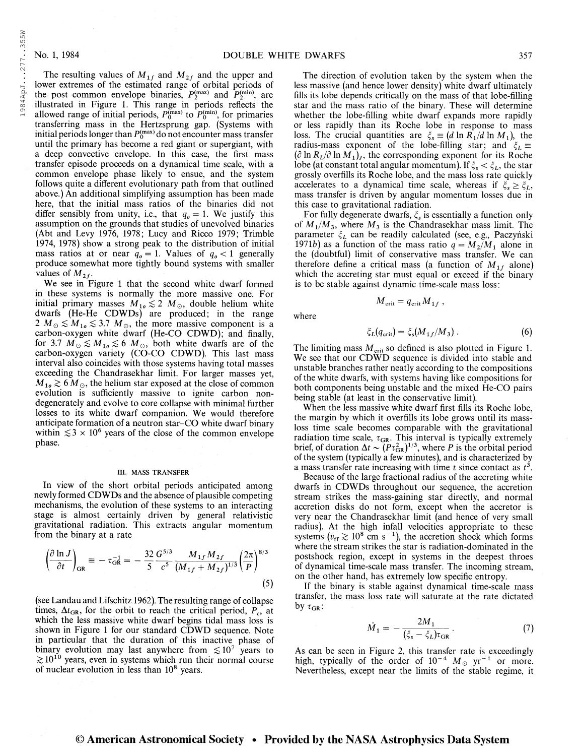The resulting values of $M_{1f}$ and $M_{2f}$ and the upper and lower extremes of the estimated range of orbital periods of the post–common envelope binaries, $P_2^{(\max)}$ and $P_2^{(\min)}$, are illustrated in Figure 1. This range in periods reflects the allowed range of initial periods, $P_0^{(\max)}$ to $P_0^{(\min)}$, for primaries transferring mass in the Hertzsprung gap. (Systems with initial periods longer than $P_0^{(\max)}$ do not encounter mass transfer until the primary has become a red giant or supergiant, with a deep convective envelope. In this case, the first mass transfer episode proceeds on a dynamical time scale, with a common envelope phase likely to ensue, and the system follows quite a different evolutionary path from that outlined above.) An additional simplifying assumption has been made here, that the initial mass ratios of the binaries did not differ sensibly from unity, i.e., that $q_o = 1$. We justify this assumption on the grounds that studies of unevolved binaries (Abt and Levy 1976, 1978; Lucy and Ricco 1979; Trimble 1974, 1978) show a strong peak to the distribution of initial mass ratios at or near $q_o = 1$. Values of $q_o < 1$ generally produce somewhat more tightly bound systems with smaller values of $M_{2f}$.

We see in Figure 1 that the second white dwarf formed in these systems is normally the more massive one. For initial primary masses $M_{1o} \lesssim 2\ M_\odot$, double helium white dwarfs (He-He CDWDs) are produced; in the range $2\ M_\odot \lesssim M_{1o} \lesssim 3.7\ M_\odot$, the more massive component is a carbon-oxygen white dwarf (He-CO CDWD); and finally, for $3.7\ M_\odot \lesssim M_{1o} \lesssim 6\ M_\odot$, both white dwarfs are of the carbon-oxygen variety (CO-CO CDWD). This last mass interval also coincides with those systems having total masses exceeding the Chandrasekhar limit. For larger masses yet, $M_{1o} \gtrsim 6\ M_\odot$, the helium star exposed at the close of common envelope evolution is sufficiently massive to ignite carbon nondegenerately and evolve to core collapse with minimal further losses to its white dwarf companion. We would therefore anticipate formation of a neutron star–CO white dwarf binary within $\lesssim 3 \times 10^6$ years of the close of the common envelope phase.

### III. MASS TRANSFER

In view of the short orbital periods anticipated among newly formed CDWDs and the absence of plausible competing mechanisms, the evolution of these systems to an interacting stage is almost certainly driven by general relativistic gravitational radiation. This extracts angular momentum from the binary at a rate

$$\left(\frac{\partial \ln J}{\partial t}\right)_{\rm GR} \equiv -\tau_{\rm GR}^{-1} = -\frac{32}{5}\frac{G^{5/3}}{c^5}\frac{M_{1f}M_{2f}}{(M_{1f}+M_{2f})^{1/3}}\left(\frac{2\pi}{P}\right)^{8/3} \tag{5}$$

(see Landau and Lifschitz 1962). The resulting range of collapse times, $\Delta t_{\rm GR}$, for the orbit to reach the critical period, $P_c$, at which the less massive white dwarf begins tidal mass loss is shown in Figure 1 for our standard CDWD sequence. Note in particular that the duration of this inactive phase of binary evolution may last anywhere from $\lesssim 10^7$ years to $\gtrsim 10^{10}$ years, even in systems which run their normal course of nuclear evolution in less than $10^8$ years.

The direction of evolution taken by the system when the less massive (and hence lower density) white dwarf ultimately fills its lobe depends critically on the mass of that lobe-filling star and the mass ratio of the binary. These will determine whether the lobe-filling white dwarf expands more rapidly or less rapidly than its Roche lobe in response to mass loss. The crucial quantities are $\xi_s \equiv (d \ln R_1/d \ln M_1)$, the radius-mass exponent of the lobe-filling star; and $\xi_L \equiv (\partial \ln R_L/\partial \ln M_1)_J$, the corresponding exponent for its Roche lobe (at constant total angular momentum). If $\xi_s < \xi_L$, the star grossly overfills its Roche lobe, and the mass loss rate quickly accelerates to a dynamical time scale, whereas if $\xi_s \geq \xi_L$, mass transfer is driven by angular momentum losses due in this case to gravitational radiation.

For fully degenerate dwarfs, $\xi_s$ is essentially a function only of $M_1/M_3$, where $M_3$ is the Chandrasekhar mass limit. The parameter $\xi_L$ can be readily calculated (see, e.g., Paczyński 1971*b*) as a function of the mass ratio $q = M_2/M_1$ alone in the (doubtful) limit of conservative mass transfer. We can therefore define a critical mass (a function of $M_{1f}$ alone) which the accreting star must equal or exceed if the binary is to be stable against dynamic time-scale mass loss:

$$M_{\rm crit} = q_{\rm crit} M_{1f}\ ,$$

where

$$\xi_L(q_{\rm crit}) = \xi_s(M_{1f}/M_3)\ . \tag{6}$$

The limiting mass $M_{\rm crit}$ so defined is also plotted in Figure 1. We see that our CDWD sequence is divided into stable and unstable branches rather neatly according to the compositions of the white dwarfs, with systems having like compositions for both components being unstable and the mixed He-CO pairs being stable (at least in the conservative limit).

When the less massive white dwarf first fills its Roche lobe, the margin by which it overfills its lobe grows until its mass-loss time scale becomes comparable with the gravitational radiation time scale, $\tau_{\rm GR}$. This interval is typically extremely brief, of duration $\Delta t \sim (P\tau_{\rm GR}^2)^{1/3}$, where $P$ is the orbital period of the system (typically a few minutes), and is characterized by a mass transfer rate increasing with time $t$ since contact as $t^3$.

Because of the large fractional radius of the accreting white dwarfs in CDWDs throughout our sequence, the accretion stream strikes the mass-gaining star directly, and normal accretion disks do not form, except when the accretor is very near the Chandrasekhar limit (and hence of very small radius). At the high infall velocities appropriate to these systems ($v_{\rm ff} \gtrsim 10^8$ cm s$^{-1}$), the accretion shock which forms where the stream strikes the star is radiation-dominated in the postshock region, except in systems in the deepest throes of dynamical time-scale mass transfer. The incoming stream, on the other hand, has extremely low specific entropy.

If the binary is stable against dynamical time-scale mass transfer, the mass loss rate will saturate at the rate dictated by $\tau_{\rm GR}$:

$$\dot{M}_1 = -\frac{2M_1}{(\xi_s - \xi_L)\tau_{\rm GR}}\ . \tag{7}$$

As can be seen in Figure 2, this transfer rate is exceedingly high, typically of the order of $10^{-4}\ M_\odot$ yr$^{-1}$ or more. Nevertheless, except near the limits of the stable regime, it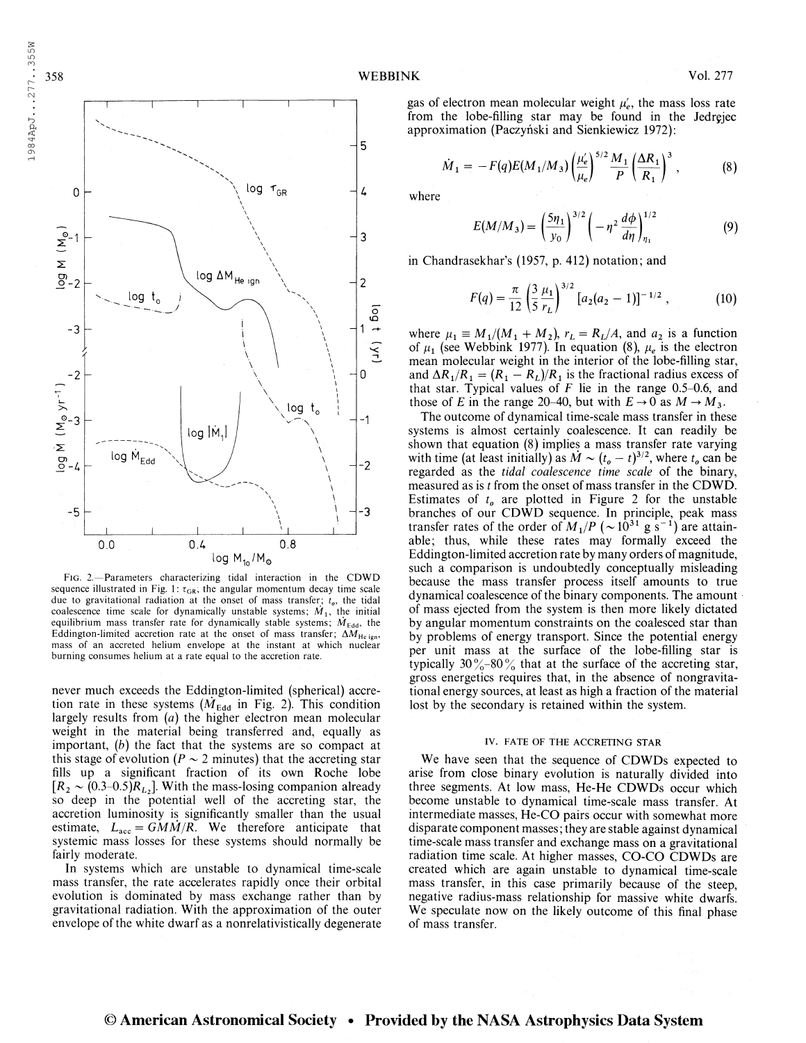FIG. 2.—Parameters characterizing tidal interaction in the CDWD sequence illustrated in Fig. 1: $\tau_{GR}$, the angular momentum decay time scale due to gravitational radiation at the onset of mass transfer; $t_o$, the tidal coalescence time scale for dynamically unstable systems; $\dot{M}_1$, the initial equilibrium mass transfer rate for dynamically stable systems; $\dot{M}_{Edd}$, the Eddington-limited accretion rate at the onset of mass transfer; $\Delta M_{He\,ign}$, mass of an accreted helium envelope at the instant at which nuclear burning consumes helium at a rate equal to the accretion rate.

never much exceeds the Eddington-limited (spherical) accretion rate in these systems ($\dot{M}_{Edd}$ in Fig. 2). This condition largely results from (*a*) the higher electron mean molecular weight in the material being transferred and, equally as important, (*b*) the fact that the systems are so compact at this stage of evolution ($P \sim 2$ minutes) that the accreting star fills up a significant fraction of its own Roche lobe [$R_2 \sim (0.3\text{–}0.5)R_{L_2}$]. With the mass-losing companion already so deep in the potential well of the accreting star, the accretion luminosity is significantly smaller than the usual estimate, $L_{acc} = GM\dot{M}/R$. We therefore anticipate that systemic mass losses for these systems should normally be fairly moderate.

In systems which are unstable to dynamical time-scale mass transfer, the rate accelerates rapidly once their orbital evolution is dominated by mass exchange rather than by gravitational radiation. With the approximation of the outer envelope of the white dwarf as a nonrelativistically degenerate gas of electron mean molecular weight $\mu_e'$, the mass loss rate from the lobe-filling star may be found in the Jedrzejec approximation (Paczyński and Sienkiewicz 1972):

$$\dot{M}_1 = -F(q)E(M_1/M_3)\left(\frac{\mu_e'}{\mu_e}\right)^{5/2}\frac{M_1}{P}\left(\frac{\Delta R_1}{R_1}\right)^3 , \tag{8}$$

where

$$E(M/M_3) = \left(\frac{5\eta_1}{y_0}\right)^{3/2}\left(-\eta^2\frac{d\phi}{d\eta}\right)_{\eta_1}^{1/2} \tag{9}$$

in Chandrasekhar's (1957, p. 412) notation; and

$$F(q) = \frac{\pi}{12}\left(\frac{3}{5}\frac{\mu_1}{r_L}\right)^{3/2}[a_2(a_2-1)]^{-1/2} , \tag{10}$$

where $\mu_1 \equiv M_1/(M_1 + M_2)$, $r_L = R_L/A$, and $a_2$ is a function of $\mu_1$ (see Webbink 1977). In equation (8), $\mu_e$ is the electron mean molecular weight in the interior of the lobe-filling star, and $\Delta R_1/R_1 = (R_1 - R_L)/R_1$ is the fractional radius excess of that star. Typical values of $F$ lie in the range 0.5–0.6, and those of $E$ in the range 20–40, but with $E \to 0$ as $M \to M_3$.

The outcome of dynamical time-scale mass transfer in these systems is almost certainly coalescence. It can readily be shown that equation (8) implies a mass transfer rate varying with time (at least initially) as $\dot{M} \sim (t_o - t)^{3/2}$, where $t_o$ can be regarded as the *tidal coalescence time scale* of the binary, measured as is $t$ from the onset of mass transfer in the CDWD. Estimates of $t_o$ are plotted in Figure 2 for the unstable branches of our CDWD sequence. In principle, peak mass transfer rates of the order of $M_1/P$ ($\sim 10^{31}$ g s$^{-1}$) are attainable; thus, while these rates may formally exceed the Eddington-limited accretion rate by many orders of magnitude, such a comparison is undoubtedly conceptually misleading because the mass transfer process itself amounts to true dynamical coalescence of the binary components. The amount of mass ejected from the system is then more likely dictated by angular momentum constraints on the coalesced star than by problems of energy transport. Since the potential energy per unit mass at the surface of the lobe-filling star is typically 30%–80% that at the surface of the accreting star, gross energetics requires that, in the absence of nongravitational energy sources, at least as high a fraction of the material lost by the secondary is retained within the system.

## IV. FATE OF THE ACCRETING STAR

We have seen that the sequence of CDWDs expected to arise from close binary evolution is naturally divided into three segments. At low mass, He-He CDWDs occur which become unstable to dynamical time-scale mass transfer. At intermediate masses, He-CO pairs occur with somewhat more disparate component masses; they are stable against dynamical time-scale mass transfer and exchange mass on a gravitational radiation time scale. At higher masses, CO-CO CDWDs are created which are again unstable to dynamical time-scale mass transfer, in this case primarily because of the steep, negative radius-mass relationship for massive white dwarfs. We speculate now on the likely outcome of this final phase of mass transfer.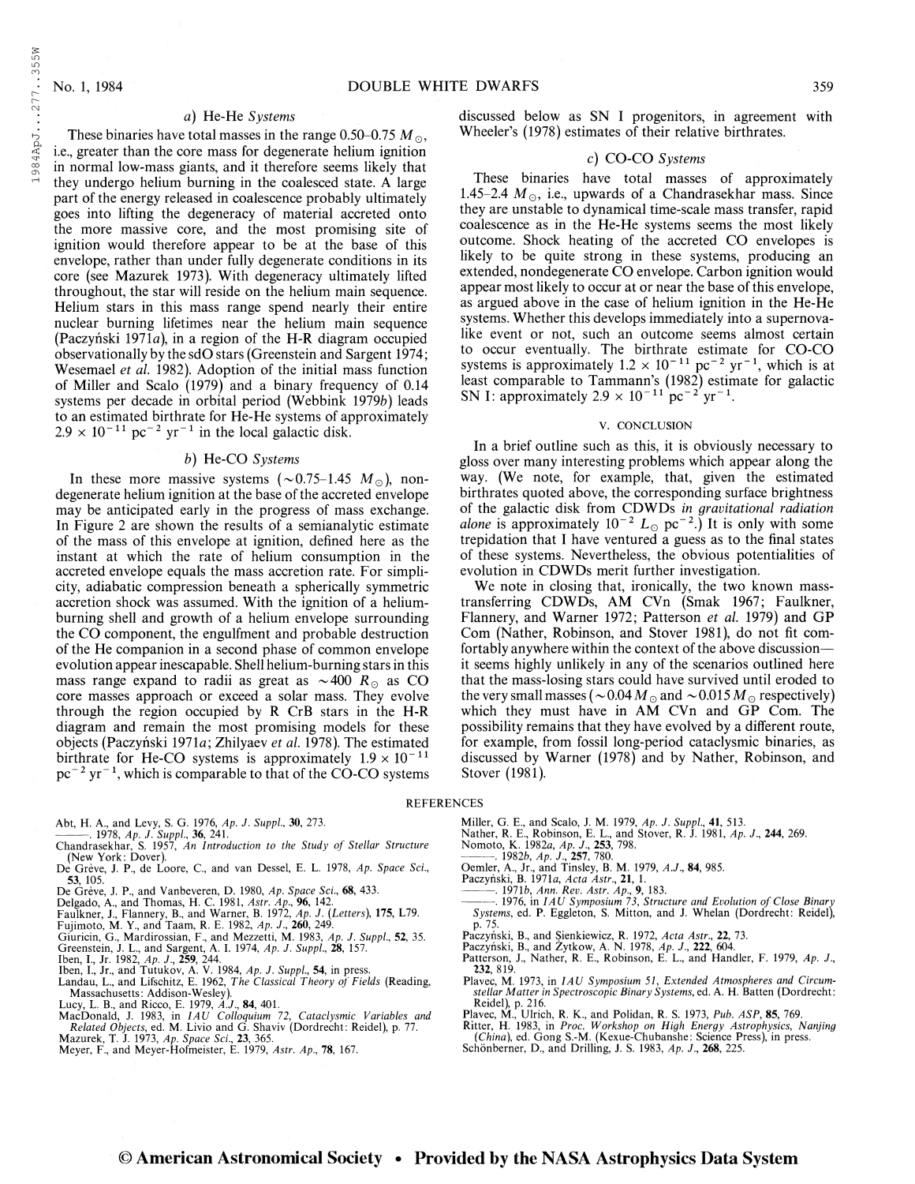### a) He-He Systems

These binaries have total masses in the range 0.50–0.75 $M_\odot$, i.e., greater than the core mass for degenerate helium ignition in normal low-mass giants, and it therefore seems likely that they undergo helium burning in the coalesced state. A large part of the energy released in coalescence probably ultimately goes into lifting the degeneracy of material accreted onto the more massive core, and the most promising site of ignition would therefore appear to be at the base of this envelope, rather than under fully degenerate conditions in its core (see Mazurek 1973). With degeneracy ultimately lifted throughout, the star will reside on the helium main sequence. Helium stars in this mass range spend nearly their entire nuclear burning lifetimes near the helium main sequence (Paczyński 1971*a*), in a region of the H-R diagram occupied observationally by the sdO stars (Greenstein and Sargent 1974; Wesemael *et al.* 1982). Adoption of the initial mass function of Miller and Scalo (1979) and a binary frequency of 0.14 systems per decade in orbital period (Webbink 1979*b*) leads to an estimated birthrate for He-He systems of approximately $2.9 \times 10^{-11}$ pc$^{-2}$ yr$^{-1}$ in the local galactic disk.

### b) He-CO Systems

In these more massive systems ($\sim$0.75–1.45 $M_\odot$), nondegenerate helium ignition at the base of the accreted envelope may be anticipated early in the progress of mass exchange. In Figure 2 are shown the results of a semianalytic estimate of the mass of this envelope at ignition, defined here as the instant at which the rate of helium consumption in the accreted envelope equals the mass accretion rate. For simplicity, adiabatic compression beneath a spherically symmetric accretion shock was assumed. With the ignition of a helium-burning shell and growth of a helium envelope surrounding the CO component, the engulfment and probable destruction of the He companion in a second phase of common envelope evolution appear inescapable. Shell helium-burning stars in this mass range expand to radii as great as $\sim$400 $R_\odot$ as CO core masses approach or exceed a solar mass. They evolve through the region occupied by R CrB stars in the H-R diagram and remain the most promising models for these objects (Paczyński 1971*a*; Zhilyaev *et al.* 1978). The estimated birthrate for He-CO systems is approximately $1.9 \times 10^{-11}$ pc$^{-2}$ yr$^{-1}$, which is comparable to that of the CO-CO systems discussed below as SN I progenitors, in agreement with Wheeler's (1978) estimates of their relative birthrates.

### c) CO-CO Systems

These binaries have total masses of approximately 1.45–2.4 $M_\odot$, i.e., upwards of a Chandrasekhar mass. Since they are unstable to dynamical time-scale mass transfer, rapid coalescence as in the He-He systems seems the most likely outcome. Shock heating of the accreted CO envelopes is likely to be quite strong in these systems, producing an extended, nondegenerate CO envelope. Carbon ignition would appear most likely to occur at or near the base of this envelope, as argued above in the case of helium ignition in the He-He systems. Whether this develops immediately into a supernova-like event or not, such an outcome seems almost certain to occur eventually. The birthrate estimate for CO-CO systems is approximately $1.2 \times 10^{-11}$ pc$^{-2}$ yr$^{-1}$, which is at least comparable to Tammann's (1982) estimate for galactic SN I: approximately $2.9 \times 10^{-11}$ pc$^{-2}$ yr$^{-1}$.

## V. CONCLUSION

In a brief outline such as this, it is obviously necessary to gloss over many interesting problems which appear along the way. (We note, for example, that, given the estimated birthrates quoted above, the corresponding surface brightness of the galactic disk from CDWDs *in gravitational radiation alone* is approximately $10^{-2}$ $L_\odot$ pc$^{-2}$.) It is only with some trepidation that I have ventured a guess as to the final states of these systems. Nevertheless, the obvious potentialities of evolution in CDWDs merit further investigation.

We note in closing that, ironically, the two known mass-transferring CDWDs, AM CVn (Smak 1967; Faulkner, Flannery, and Warner 1972; Patterson *et al.* 1979) and GP Com (Nather, Robinson, and Stover 1981), do not fit comfortably anywhere within the context of the above discussion—it seems highly unlikely in any of the scenarios outlined here that the mass-losing stars could have survived until eroded to the very small masses ($\sim$0.04 $M_\odot$ and $\sim$0.015 $M_\odot$ respectively) which they must have in AM CVn and GP Com. The possibility remains that they have evolved by a different route, for example, from fossil long-period cataclysmic binaries, as discussed by Warner (1978) and by Nather, Robinson, and Stover (1981).

## REFERENCES

Abt, H. A., and Levy, S. G. 1976, *Ap. J. Suppl.*, **30**, 273.
———. 1978, *Ap. J. Suppl.*, **36**, 241.
Chandrasekhar, S. 1957, *An Introduction to the Study of Stellar Structure* (New York: Dover).
De Grève, J. P., de Loore, C., and van Dessel, E. L. 1978, *Ap. Space Sci.*, **53**, 105.
De Grève, J. P., and Vanbeveren, D. 1980, *Ap. Space Sci.*, **68**, 433.
Delgado, A., and Thomas, H. C. 1981, *Astr. Ap.*, **96**, 142.
Faulkner, J., Flannery, B., and Warner, B. 1972, *Ap. J. (Letters)*, **175**, L79.
Fujimoto, M. Y., and Taam, R. E. 1982, *Ap. J.*, **260**, 249.
Giuricin, G., Mardirossian, F., and Mezzetti, M. 1983, *Ap. J. Suppl.*, **52**, 35.
Greenstein, J. L., and Sargent, A. I. 1974, *Ap. J. Suppl.*, **28**, 157.
Iben, I., Jr. 1982, *Ap. J.*, **259**, 244.
Iben, I., Jr., and Tutukov, A. V. 1984, *Ap. J. Suppl.*, **54**, in press.
Landau, L., and Lifschitz, E. 1962, *The Classical Theory of Fields* (Reading, Massachusetts: Addison-Wesley).
Lucy, L. B., and Ricco, E. 1979, *A.J.*, **84**, 401.
MacDonald, J. 1983, in *IAU Colloquium 72, Cataclysmic Variables and Related Objects*, ed. M. Livio and G. Shaviv (Dordrecht: Reidel), p. 77.
Mazurek, T. J. 1973, *Ap. Space Sci.*, **23**, 365.
Meyer, F., and Meyer-Hofmeister, E. 1979, *Astr. Ap.*, **78**, 167.
Miller, G. E., and Scalo, J. M. 1979, *Ap. J. Suppl.*, **41**, 513.
Nather, R. E., Robinson, E. L., and Stover, R. J. 1981, *Ap. J.*, **244**, 269.
Nomoto, K. 1982*a*, *Ap. J.*, **253**, 798.
———. 1982*b*, *Ap. J.*, **257**, 780.
Oemler, A., Jr., and Tinsley, B. M. 1979, *A.J.*, **84**, 985.
Paczyński, B. 1971*a*, *Acta Astr.*, **21**, 1.
———. 1971*b*, *Ann. Rev. Astr. Ap.*, **9**, 183.
———. 1976, in *IAU Symposium 73, Structure and Evolution of Close Binary Systems*, ed. P. Eggleton, S. Mitton, and J. Whelan (Dordrecht: Reidel), p. 75.
Paczyński, B., and Sienkiewicz, R. 1972, *Acta Astr.*, **22**, 73.
Paczyński, B., and Żytkow, A. N. 1978, *Ap. J.*, **222**, 604.
Patterson, J., Nather, R. E., Robinson, E. L., and Handler, F. 1979, *Ap. J.*, **232**, 819.
Plavec, M. 1973, in *IAU Symposium 51, Extended Atmospheres and Circumstellar Matter in Spectroscopic Binary Systems*, ed. A. H. Batten (Dordrecht: Reidel), p. 216.
Plavec, M., Ulrich, R. K., and Polidan, R. S. 1973, *Pub. ASP*, **85**, 769.
Ritter, H. 1983, in *Proc. Workshop on High Energy Astrophysics, Nanjing (China)*, ed. Gong S.-M. (Kexue-Chubanshe: Science Press), in press.
Schönberner, D., and Drilling, J. S. 1983, *Ap. J.*, **268**, 225.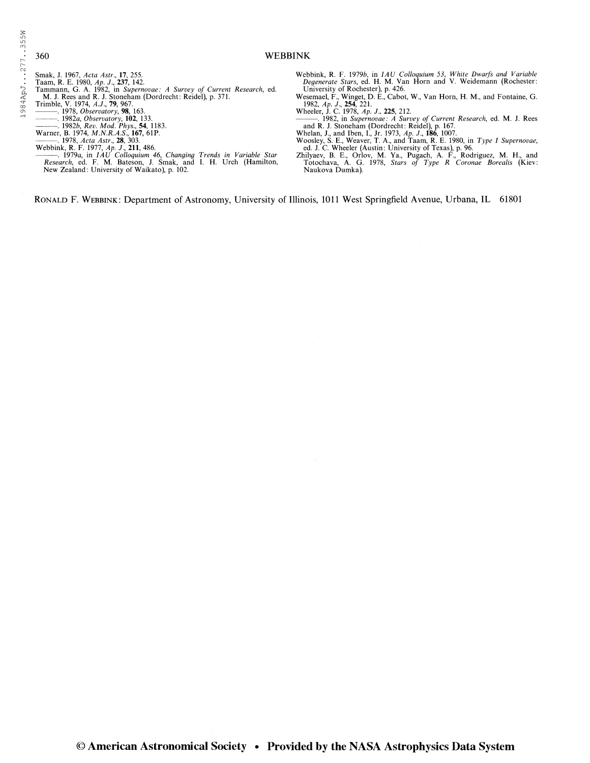Smak, J. 1967, *Acta Astr.*, **17**, 255.
Taam, R. E. 1980, *Ap. J.*, **237**, 142.
Tammann, G. A. 1982, in *Supernovae: A Survey of Current Research*, ed. M. J. Rees and R. J. Stoneham (Dordrecht: Reidel), p. 371.
Trimble, V. 1974, *A.J.*, **79**, 967.
———. 1978, *Observatory*, **98**, 163.
———. 1982*a*, *Observatory*, **102**, 133.
———. 1982*b*, *Rev. Mod. Phys.*, **54**, 1183.
Warner, B. 1974, *M.N.R.A.S.*, **167**, 61P.
———. 1978, *Acta Astr.*, **28**, 303.
Webbink, R. F. 1977, *Ap. J.*, **211**, 486.
———. 1979*a*, in *IAU Colloquium 46, Changing Trends in Variable Star Research*, ed. F. M. Bateson, J. Smak, and I. H. Urch (Hamilton, New Zealand: University of Waikato), p. 102.
Webbink, R. F. 1979*b*, in *IAU Colloquium 53, White Dwarfs and Variable Degenerate Stars*, ed. H. M. Van Horn and V. Weidemann (Rochester: University of Rochester), p. 426.
Wesemael, F., Winget, D. E., Cabot, W., Van Horn, H. M., and Fontaine, G. 1982, *Ap. J.*, **254**, 221.
Wheeler, J. C. 1978, *Ap. J.*, **225**, 212.
———. 1982, in *Supernovae: A Survey of Current Research*, ed. M. J. Rees and R. J. Stoneham (Dordrecht: Reidel), p. 167.
Whelan, J., and Iben, I., Jr. 1973, *Ap. J.*, **186**, 1007.
Woosley, S. E., Weaver, T. A., and Taam, R. E. 1980, in *Type I Supernovae*, ed. J. C. Wheeler (Austin: University of Texas), p. 96.
Zhilyaev, B. E., Orlov, M. Ya., Pugach, A. F., Rodriguez, M. H., and Totochava, A. G. 1978, *Stars of Type R Coronae Borealis* (Kiev: Naukova Dumka).

RONALD F. WEBBINK: Department of Astronomy, University of Illinois, 1011 West Springfield Avenue, Urbana, IL 61801